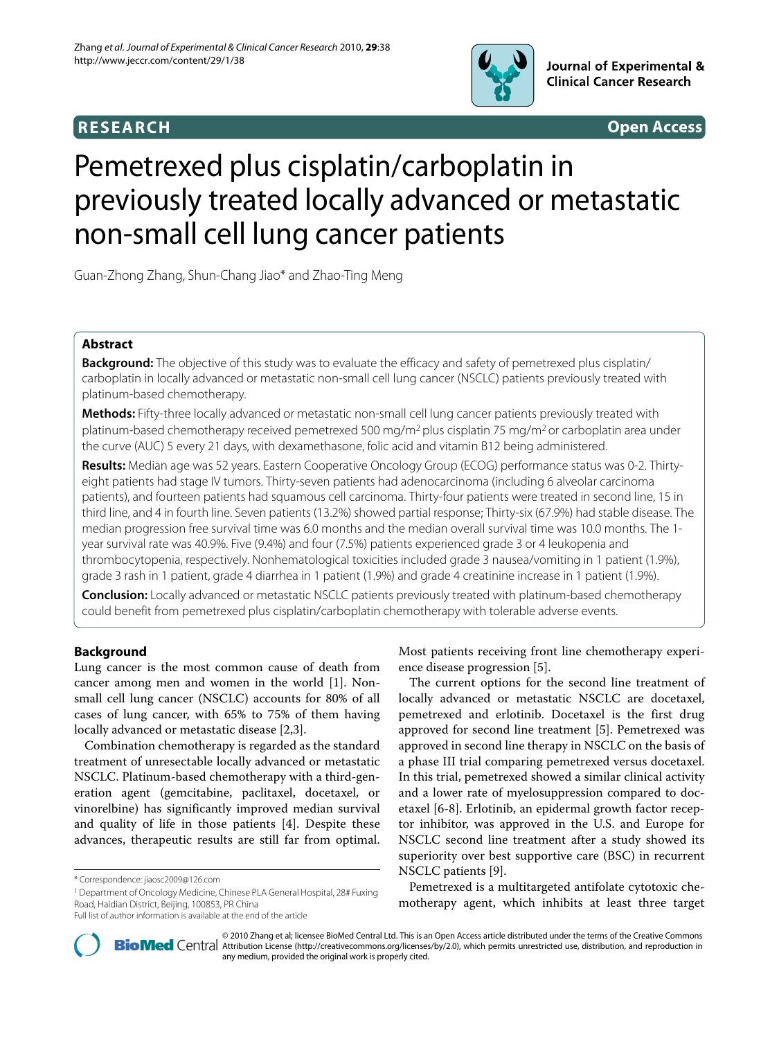**RESEARCH** **Open Access**

# Pemetrexed plus cisplatin/carboplatin in previously treated locally advanced or metastatic non-small cell lung cancer patients

Guan-Zhong Zhang, Shun-Chang Jiao* and Zhao-Ting Meng

## Abstract

**Background:** The objective of this study was to evaluate the efficacy and safety of pemetrexed plus cisplatin/carboplatin in locally advanced or metastatic non-small cell lung cancer (NSCLC) patients previously treated with platinum-based chemotherapy.

**Methods:** Fifty-three locally advanced or metastatic non-small cell lung cancer patients previously treated with platinum-based chemotherapy received pemetrexed 500 mg/m$^2$ plus cisplatin 75 mg/m$^2$ or carboplatin area under the curve (AUC) 5 every 21 days, with dexamethasone, folic acid and vitamin B12 being administered.

**Results:** Median age was 52 years. Eastern Cooperative Oncology Group (ECOG) performance status was 0-2. Thirty-eight patients had stage IV tumors. Thirty-seven patients had adenocarcinoma (including 6 alveolar carcinoma patients), and fourteen patients had squamous cell carcinoma. Thirty-four patients were treated in second line, 15 in third line, and 4 in fourth line. Seven patients (13.2%) showed partial response; Thirty-six (67.9%) had stable disease. The median progression free survival time was 6.0 months and the median overall survival time was 10.0 months. The 1-year survival rate was 40.9%. Five (9.4%) and four (7.5%) patients experienced grade 3 or 4 leukopenia and thrombocytopenia, respectively. Nonhematological toxicities included grade 3 nausea/vomiting in 1 patient (1.9%), grade 3 rash in 1 patient, grade 4 diarrhea in 1 patient (1.9%) and grade 4 creatinine increase in 1 patient (1.9%).

**Conclusion:** Locally advanced or metastatic NSCLC patients previously treated with platinum-based chemotherapy could benefit from pemetrexed plus cisplatin/carboplatin chemotherapy with tolerable adverse events.

## Background

Lung cancer is the most common cause of death from cancer among men and women in the world [1]. Non-small cell lung cancer (NSCLC) accounts for 80% of all cases of lung cancer, with 65% to 75% of them having locally advanced or metastatic disease [2,3].

Combination chemotherapy is regarded as the standard treatment of unresectable locally advanced or metastatic NSCLC. Platinum-based chemotherapy with a third-generation agent (gemcitabine, paclitaxel, docetaxel, or vinorelbine) has significantly improved median survival and quality of life in those patients [4]. Despite these advances, therapeutic results are still far from optimal. Most patients receiving front line chemotherapy experience disease progression [5].

The current options for the second line treatment of locally advanced or metastatic NSCLC are docetaxel, pemetrexed and erlotinib. Docetaxel is the first drug approved for second line treatment [5]. Pemetrexed was approved in second line therapy in NSCLC on the basis of a phase III trial comparing pemetrexed versus docetaxel. In this trial, pemetrexed showed a similar clinical activity and a lower rate of myelosuppression compared to docetaxel [6-8]. Erlotinib, an epidermal growth factor receptor inhibitor, was approved in the U.S. and Europe for NSCLC second line treatment after a study showed its superiority over best supportive care (BSC) in recurrent NSCLC patients [9].

Pemetrexed is a multitargeted antifolate cytotoxic chemotherapy agent, which inhibits at least three target

\* Correspondence: jiaosc2009@126.com

[1] Department of Oncology Medicine, Chinese PLA General Hospital, 28# Fuxing Road, Haidian District, Beijing, 100853, PR China

Full list of author information is available at the end of the article

© 2010 Zhang et al; licensee BioMed Central Ltd. This is an Open Access article distributed under the terms of the Creative Commons Attribution License (http://creativecommons.org/licenses/by/2.0), which permits unrestricted use, distribution, and reproduction in any medium, provided the original work is properly cited.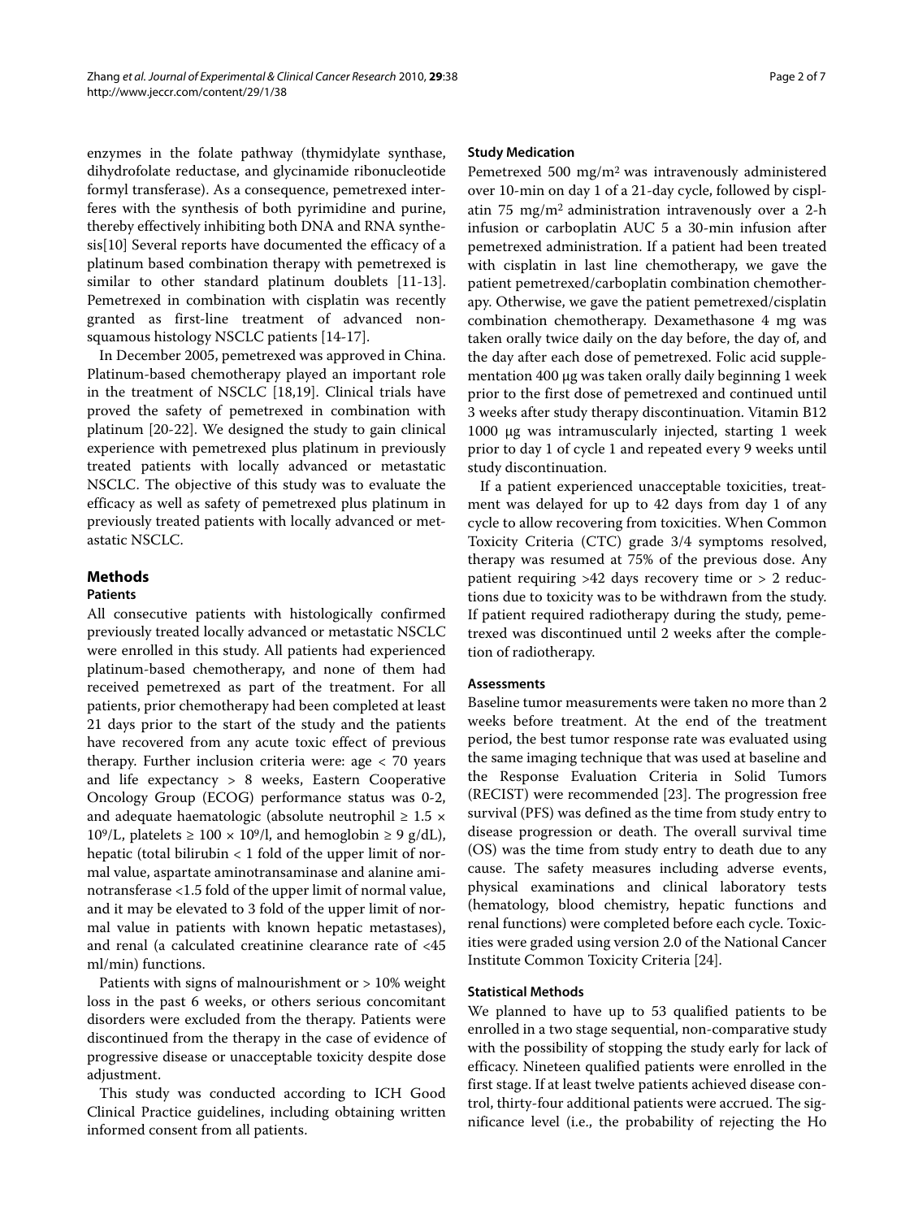enzymes in the folate pathway (thymidylate synthase, dihydrofolate reductase, and glycinamide ribonucleotide formyl transferase). As a consequence, pemetrexed interferes with the synthesis of both pyrimidine and purine, thereby effectively inhibiting both DNA and RNA synthesis[10] Several reports have documented the efficacy of a platinum based combination therapy with pemetrexed is similar to other standard platinum doublets [11-13]. Pemetrexed in combination with cisplatin was recently granted as first-line treatment of advanced non-squamous histology NSCLC patients [14-17].

In December 2005, pemetrexed was approved in China. Platinum-based chemotherapy played an important role in the treatment of NSCLC [18,19]. Clinical trials have proved the safety of pemetrexed in combination with platinum [20-22]. We designed the study to gain clinical experience with pemetrexed plus platinum in previously treated patients with locally advanced or metastatic NSCLC. The objective of this study was to evaluate the efficacy as well as safety of pemetrexed plus platinum in previously treated patients with locally advanced or metastatic NSCLC.

## Methods

### Patients

All consecutive patients with histologically confirmed previously treated locally advanced or metastatic NSCLC were enrolled in this study. All patients had experienced platinum-based chemotherapy, and none of them had received pemetrexed as part of the treatment. For all patients, prior chemotherapy had been completed at least 21 days prior to the start of the study and the patients have recovered from any acute toxic effect of previous therapy. Further inclusion criteria were: age < 70 years and life expectancy > 8 weeks, Eastern Cooperative Oncology Group (ECOG) performance status was 0-2, and adequate haematologic (absolute neutrophil $\geq 1.5 \times 10^9$/L, platelets $\geq 100 \times 10^9$/l, and hemoglobin $\geq 9$ g/dL), hepatic (total bilirubin < 1 fold of the upper limit of normal value, aspartate aminotransaminase and alanine aminotransferase <1.5 fold of the upper limit of normal value, and it may be elevated to 3 fold of the upper limit of normal value in patients with known hepatic metastases), and renal (a calculated creatinine clearance rate of <45 ml/min) functions.

Patients with signs of malnourishment or > 10% weight loss in the past 6 weeks, or others serious concomitant disorders were excluded from the therapy. Patients were discontinued from the therapy in the case of evidence of progressive disease or unacceptable toxicity despite dose adjustment.

This study was conducted according to ICH Good Clinical Practice guidelines, including obtaining written informed consent from all patients.

### Study Medication

Pemetrexed 500 mg/m$^2$ was intravenously administered over 10-min on day 1 of a 21-day cycle, followed by cisplatin 75 mg/m$^2$ administration intravenously over a 2-h infusion or carboplatin AUC 5 a 30-min infusion after pemetrexed administration. If a patient had been treated with cisplatin in last line chemotherapy, we gave the patient pemetrexed/carboplatin combination chemotherapy. Otherwise, we gave the patient pemetrexed/cisplatin combination chemotherapy. Dexamethasone 4 mg was taken orally twice daily on the day before, the day of, and the day after each dose of pemetrexed. Folic acid supplementation 400 μg was taken orally daily beginning 1 week prior to the first dose of pemetrexed and continued until 3 weeks after study therapy discontinuation. Vitamin B12 1000 μg was intramuscularly injected, starting 1 week prior to day 1 of cycle 1 and repeated every 9 weeks until study discontinuation.

If a patient experienced unacceptable toxicities, treatment was delayed for up to 42 days from day 1 of any cycle to allow recovering from toxicities. When Common Toxicity Criteria (CTC) grade 3/4 symptoms resolved, therapy was resumed at 75% of the previous dose. Any patient requiring >42 days recovery time or > 2 reductions due to toxicity was to be withdrawn from the study. If patient required radiotherapy during the study, pemetrexed was discontinued until 2 weeks after the completion of radiotherapy.

### Assessments

Baseline tumor measurements were taken no more than 2 weeks before treatment. At the end of the treatment period, the best tumor response rate was evaluated using the same imaging technique that was used at baseline and the Response Evaluation Criteria in Solid Tumors (RECIST) were recommended [23]. The progression free survival (PFS) was defined as the time from study entry to disease progression or death. The overall survival time (OS) was the time from study entry to death due to any cause. The safety measures including adverse events, physical examinations and clinical laboratory tests (hematology, blood chemistry, hepatic functions and renal functions) were completed before each cycle. Toxicities were graded using version 2.0 of the National Cancer Institute Common Toxicity Criteria [24].

### Statistical Methods

We planned to have up to 53 qualified patients to be enrolled in a two stage sequential, non-comparative study with the possibility of stopping the study early for lack of efficacy. Nineteen qualified patients were enrolled in the first stage. If at least twelve patients achieved disease control, thirty-four additional patients were accrued. The significance level (i.e., the probability of rejecting the Ho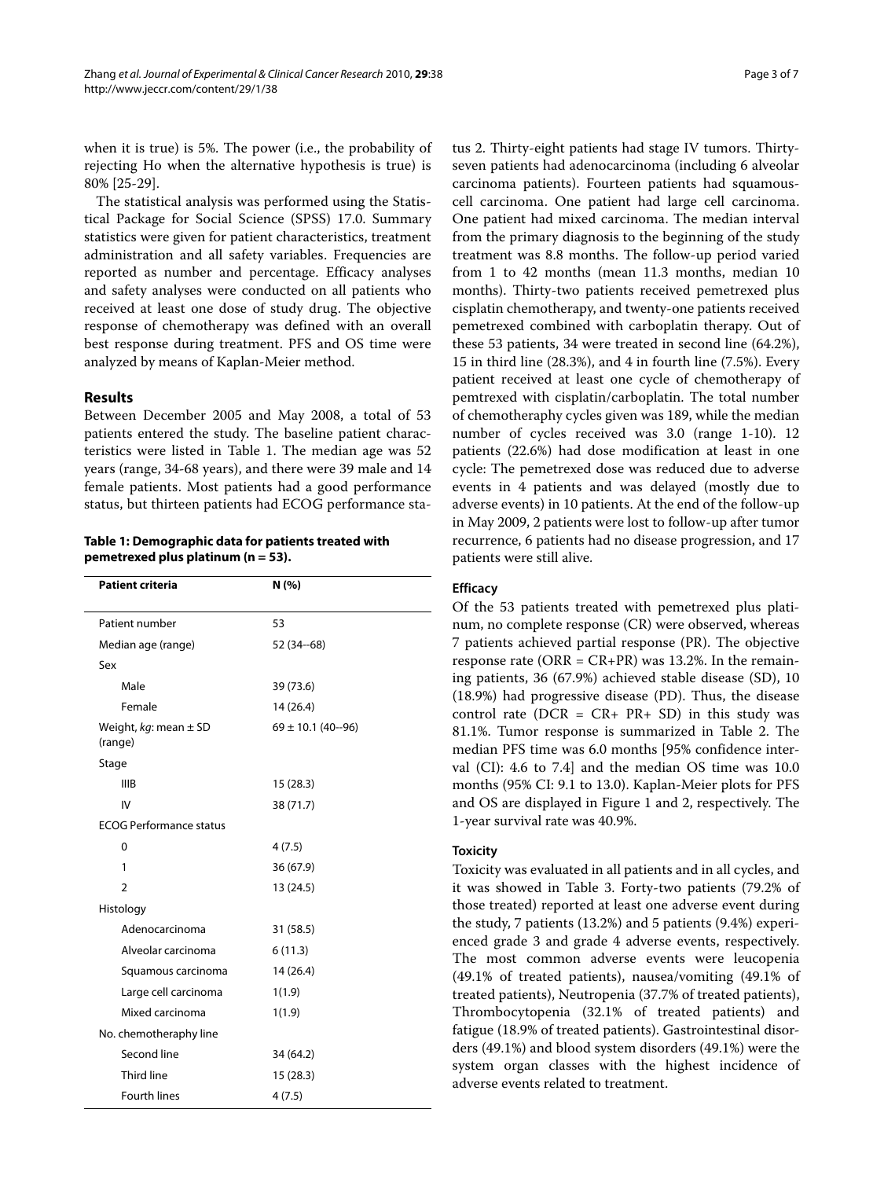when it is true) is 5%. The power (i.e., the probability of rejecting Ho when the alternative hypothesis is true) is 80% [25-29].

The statistical analysis was performed using the Statistical Package for Social Science (SPSS) 17.0. Summary statistics were given for patient characteristics, treatment administration and all safety variables. Frequencies are reported as number and percentage. Efficacy analyses and safety analyses were conducted on all patients who received at least one dose of study drug. The objective response of chemotherapy was defined with an overall best response during treatment. PFS and OS time were analyzed by means of Kaplan-Meier method.

## Results

Between December 2005 and May 2008, a total of 53 patients entered the study. The baseline patient characteristics were listed in Table 1. The median age was 52 years (range, 34-68 years), and there were 39 male and 14 female patients. Most patients had a good performance status, but thirteen patients had ECOG performance status 2. Thirty-eight patients had stage IV tumors. Thirty-seven patients had adenocarcinoma (including 6 alveolar carcinoma patients). Fourteen patients had squamous-cell carcinoma. One patient had large cell carcinoma. One patient had mixed carcinoma. The median interval from the primary diagnosis to the beginning of the study treatment was 8.8 months. The follow-up period varied from 1 to 42 months (mean 11.3 months, median 10 months). Thirty-two patients received pemetrexed plus cisplatin chemotherapy, and twenty-one patients received pemetrexed combined with carboplatin therapy. Out of these 53 patients, 34 were treated in second line (64.2%), 15 in third line (28.3%), and 4 in fourth line (7.5%). Every patient received at least one cycle of chemotherapy of pemtrexed with cisplatin/carboplatin. The total number of chemotheraphy cycles given was 189, while the median number of cycles received was 3.0 (range 1-10). 12 patients (22.6%) had dose modification at least in one cycle: The pemetrexed dose was reduced due to adverse events in 4 patients and was delayed (mostly due to adverse events) in 10 patients. At the end of the follow-up in May 2009, 2 patients were lost to follow-up after tumor recurrence, 6 patients had no disease progression, and 17 patients were still alive.

**Table 1: Demographic data for patients treated with pemetrexed plus platinum (n = 53).**

| Patient criteria | N (%) |
|---|---|
| Patient number | 53 |
| Median age (range) | 52 (34--68) |
| Sex | |
| Male | 39 (73.6) |
| Female | 14 (26.4) |
| Weight, *kg*: mean ± SD (range) | 69 ± 10.1 (40--96) |
| Stage | |
| IIIB | 15 (28.3) |
| IV | 38 (71.7) |
| ECOG Performance status | |
| 0 | 4 (7.5) |
| 1 | 36 (67.9) |
| 2 | 13 (24.5) |
| Histology | |
| Adenocarcinoma | 31 (58.5) |
| Alveolar carcinoma | 6 (11.3) |
| Squamous carcinoma | 14 (26.4) |
| Large cell carcinoma | 1(1.9) |
| Mixed carcinoma | 1(1.9) |
| No. chemotheraphy line | |
| Second line | 34 (64.2) |
| Third line | 15 (28.3) |
| Fourth lines | 4 (7.5) |

### Efficacy

Of the 53 patients treated with pemetrexed plus platinum, no complete response (CR) were observed, whereas 7 patients achieved partial response (PR). The objective response rate (ORR = CR+PR) was 13.2%. In the remaining patients, 36 (67.9%) achieved stable disease (SD), 10 (18.9%) had progressive disease (PD). Thus, the disease control rate (DCR = CR+ PR+ SD) in this study was 81.1%. Tumor response is summarized in Table 2. The median PFS time was 6.0 months [95% confidence interval (CI): 4.6 to 7.4] and the median OS time was 10.0 months (95% CI: 9.1 to 13.0). Kaplan-Meier plots for PFS and OS are displayed in Figure 1 and 2, respectively. The 1-year survival rate was 40.9%.

### Toxicity

Toxicity was evaluated in all patients and in all cycles, and it was showed in Table 3. Forty-two patients (79.2% of those treated) reported at least one adverse event during the study, 7 patients (13.2%) and 5 patients (9.4%) experienced grade 3 and grade 4 adverse events, respectively. The most common adverse events were leucopenia (49.1% of treated patients), nausea/vomiting (49.1% of treated patients), Neutropenia (37.7% of treated patients), Thrombocytopenia (32.1% of treated patients) and fatigue (18.9% of treated patients). Gastrointestinal disorders (49.1%) and blood system disorders (49.1%) were the system organ classes with the highest incidence of adverse events related to treatment.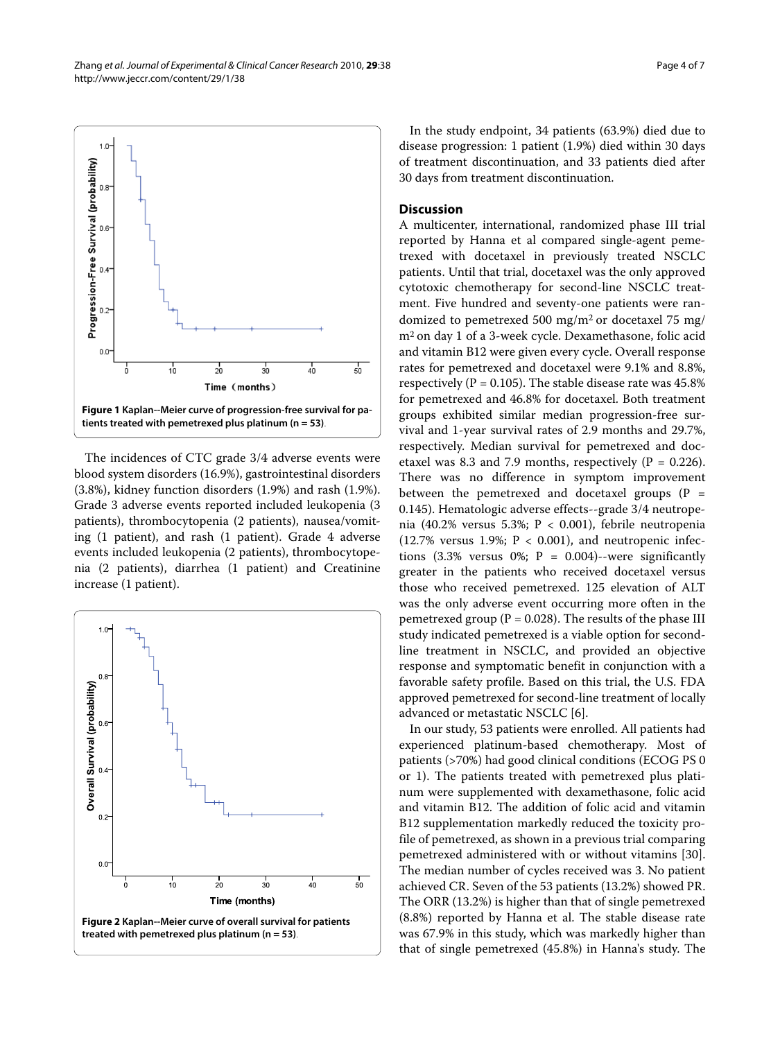**Figure 1 Kaplan--Meier curve of progression-free survival for patients treated with pemetrexed plus platinum (n = 53)**.

The incidences of CTC grade 3/4 adverse events were blood system disorders (16.9%), gastrointestinal disorders (3.8%), kidney function disorders (1.9%) and rash (1.9%). Grade 3 adverse events reported included leukopenia (3 patients), thrombocytopenia (2 patients), nausea/vomiting (1 patient), and rash (1 patient). Grade 4 adverse events included leukopenia (2 patients), thrombocytopenia (2 patients), diarrhea (1 patient) and Creatinine increase (1 patient).

**Figure 2 Kaplan--Meier curve of overall survival for patients treated with pemetrexed plus platinum (n = 53)**.

In the study endpoint, 34 patients (63.9%) died due to disease progression: 1 patient (1.9%) died within 30 days of treatment discontinuation, and 33 patients died after 30 days from treatment discontinuation.

## Discussion

A multicenter, international, randomized phase III trial reported by Hanna et al compared single-agent pemetrexed with docetaxel in previously treated NSCLC patients. Until that trial, docetaxel was the only approved cytotoxic chemotherapy for second-line NSCLC treatment. Five hundred and seventy-one patients were randomized to pemetrexed 500 mg/m$^2$ or docetaxel 75 mg/m$^2$ on day 1 of a 3-week cycle. Dexamethasone, folic acid and vitamin B12 were given every cycle. Overall response rates for pemetrexed and docetaxel were 9.1% and 8.8%, respectively (P = 0.105). The stable disease rate was 45.8% for pemetrexed and 46.8% for docetaxel. Both treatment groups exhibited similar median progression-free survival and 1-year survival rates of 2.9 months and 29.7%, respectively. Median survival for pemetrexed and docetaxel was 8.3 and 7.9 months, respectively (P = 0.226). There was no difference in symptom improvement between the pemetrexed and docetaxel groups (P = 0.145). Hematologic adverse effects--grade 3/4 neutropenia (40.2% versus 5.3%; P < 0.001), febrile neutropenia (12.7% versus 1.9%; P < 0.001), and neutropenic infections (3.3% versus 0%; P = 0.004)--were significantly greater in the patients who received docetaxel versus those who received pemetrexed. 125 elevation of ALT was the only adverse event occurring more often in the pemetrexed group (P = 0.028). The results of the phase III study indicated pemetrexed is a viable option for second-line treatment in NSCLC, and provided an objective response and symptomatic benefit in conjunction with a favorable safety profile. Based on this trial, the U.S. FDA approved pemetrexed for second-line treatment of locally advanced or metastatic NSCLC [6].

In our study, 53 patients were enrolled. All patients had experienced platinum-based chemotherapy. Most of patients (>70%) had good clinical conditions (ECOG PS 0 or 1). The patients treated with pemetrexed plus platinum were supplemented with dexamethasone, folic acid and vitamin B12. The addition of folic acid and vitamin B12 supplementation markedly reduced the toxicity profile of pemetrexed, as shown in a previous trial comparing pemetrexed administered with or without vitamins [30]. The median number of cycles received was 3. No patient achieved CR. Seven of the 53 patients (13.2%) showed PR. The ORR (13.2%) is higher than that of single pemetrexed (8.8%) reported by Hanna et al. The stable disease rate was 67.9% in this study, which was markedly higher than that of single pemetrexed (45.8%) in Hanna's study. The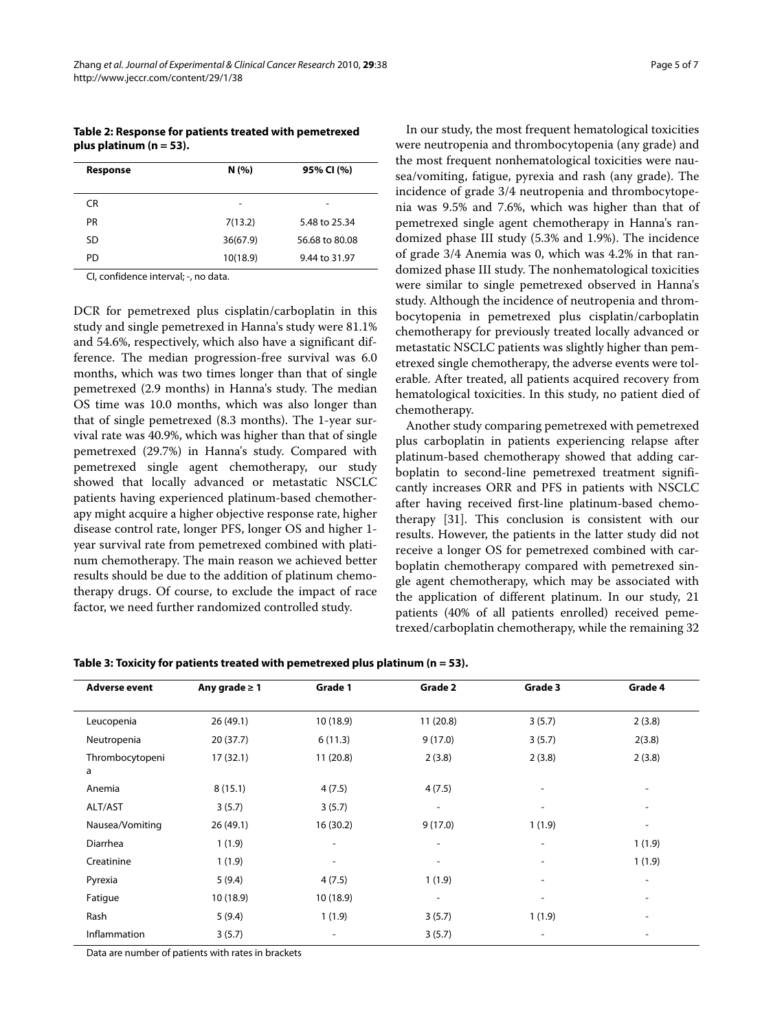**Table 2: Response for patients treated with pemetrexed plus platinum (n = 53).**

| Response | N (%) | 95% CI (%) |
|---|---|---|
| CR | - | - |
| PR | 7(13.2) | 5.48 to 25.34 |
| SD | 36(67.9) | 56.68 to 80.08 |
| PD | 10(18.9) | 9.44 to 31.97 |

CI, confidence interval; -, no data.

DCR for pemetrexed plus cisplatin/carboplatin in this study and single pemetrexed in Hanna's study were 81.1% and 54.6%, respectively, which also have a significant difference. The median progression-free survival was 6.0 months, which was two times longer than that of single pemetrexed (2.9 months) in Hanna's study. The median OS time was 10.0 months, which was also longer than that of single pemetrexed (8.3 months). The 1-year survival rate was 40.9%, which was higher than that of single pemetrexed (29.7%) in Hanna's study. Compared with pemetrexed single agent chemotherapy, our study showed that locally advanced or metastatic NSCLC patients having experienced platinum-based chemotherapy might acquire a higher objective response rate, higher disease control rate, longer PFS, longer OS and higher 1-year survival rate from pemetrexed combined with platinum chemotherapy. The main reason we achieved better results should be due to the addition of platinum chemotherapy drugs. Of course, to exclude the impact of race factor, we need further randomized controlled study.

In our study, the most frequent hematological toxicities were neutropenia and thrombocytopenia (any grade) and the most frequent nonhematological toxicities were nausea/vomiting, fatigue, pyrexia and rash (any grade). The incidence of grade 3/4 neutropenia and thrombocytopenia was 9.5% and 7.6%, which was higher than that of pemetrexed single agent chemotherapy in Hanna's randomized phase III study (5.3% and 1.9%). The incidence of grade 3/4 Anemia was 0, which was 4.2% in that randomized phase III study. The nonhematological toxicities were similar to single pemetrexed observed in Hanna's study. Although the incidence of neutropenia and thrombocytopenia in pemetrexed plus cisplatin/carboplatin chemotherapy for previously treated locally advanced or metastatic NSCLC patients was slightly higher than pemetrexed single chemotherapy, the adverse events were tolerable. After treated, all patients acquired recovery from hematological toxicities. In this study, no patient died of chemotherapy.

Another study comparing pemetrexed with pemetrexed plus carboplatin in patients experiencing relapse after platinum-based chemotherapy showed that adding carboplatin to second-line pemetrexed treatment significantly increases ORR and PFS in patients with NSCLC after having received first-line platinum-based chemotherapy [31]. This conclusion is consistent with our results. However, the patients in the latter study did not receive a longer OS for pemetrexed combined with carboplatin chemotherapy compared with pemetrexed single agent chemotherapy, which may be associated with the application of different platinum. In our study, 21 patients (40% of all patients enrolled) received pemetrexed/carboplatin chemotherapy, while the remaining 32

**Table 3: Toxicity for patients treated with pemetrexed plus platinum (n = 53).**

| Adverse event | Any grade ≥ 1 | Grade 1 | Grade 2 | Grade 3 | Grade 4 |
|---|---|---|---|---|---|
| Leucopenia | 26 (49.1) | 10 (18.9) | 11 (20.8) | 3 (5.7) | 2 (3.8) |
| Neutropenia | 20 (37.7) | 6 (11.3) | 9 (17.0) | 3 (5.7) | 2(3.8) |
| Thrombocytopenia | 17 (32.1) | 11 (20.8) | 2 (3.8) | 2 (3.8) | 2 (3.8) |
| Anemia | 8 (15.1) | 4 (7.5) | 4 (7.5) | - | - |
| ALT/AST | 3 (5.7) | 3 (5.7) | - | - | - |
| Nausea/Vomiting | 26 (49.1) | 16 (30.2) | 9 (17.0) | 1 (1.9) | - |
| Diarrhea | 1 (1.9) | - | - | - | 1 (1.9) |
| Creatinine | 1 (1.9) | - | - | - | 1 (1.9) |
| Pyrexia | 5 (9.4) | 4 (7.5) | 1 (1.9) | - | - |
| Fatigue | 10 (18.9) | 10 (18.9) | - | - | - |
| Rash | 5 (9.4) | 1 (1.9) | 3 (5.7) | 1 (1.9) | - |
| Inflammation | 3 (5.7) | - | 3 (5.7) | - | - |

Data are number of patients with rates in brackets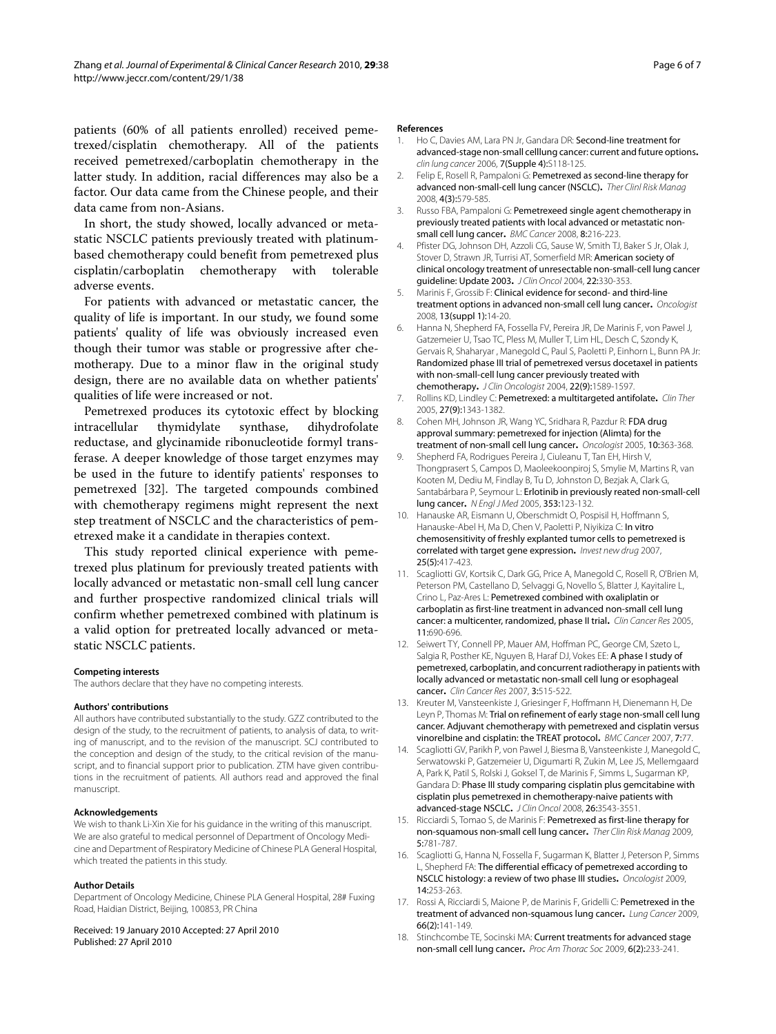patients (60% of all patients enrolled) received pemetrexed/cisplatin chemotherapy. All of the patients received pemetrexed/carboplatin chemotherapy in the latter study. In addition, racial differences may also be a factor. Our data came from the Chinese people, and their data came from non-Asians.

In short, the study showed, locally advanced or metastatic NSCLC patients previously treated with platinum-based chemotherapy could benefit from pemetrexed plus cisplatin/carboplatin chemotherapy with tolerable adverse events.

For patients with advanced or metastatic cancer, the quality of life is important. In our study, we found some patients' quality of life was obviously increased even though their tumor was stable or progressive after chemotherapy. Due to a minor flaw in the original study design, there are no available data on whether patients' qualities of life were increased or not.

Pemetrexed produces its cytotoxic effect by blocking intracellular thymidylate synthase, dihydrofolate reductase, and glycinamide ribonucleotide formyl transferase. A deeper knowledge of those target enzymes may be used in the future to identify patients' responses to pemetrexed [32]. The targeted compounds combined with chemotherapy regimens might represent the next step treatment of NSCLC and the characteristics of pemetrexed make it a candidate in therapies context.

This study reported clinical experience with pemetrexed plus platinum for previously treated patients with locally advanced or metastatic non-small cell lung cancer and further prospective randomized clinical trials will confirm whether pemetrexed combined with platinum is a valid option for pretreated locally advanced or metastatic NSCLC patients.

#### Competing interests

The authors declare that they have no competing interests.

#### Authors' contributions

All authors have contributed substantially to the study. GZZ contributed to the design of the study, to the recruitment of patients, to analysis of data, to writing of manuscript, and to the revision of the manuscript. SCJ contributed to the conception and design of the study, to the critical revision of the manuscript, and to financial support prior to publication. ZTM have given contributions in the recruitment of patients. All authors read and approved the final manuscript.

#### Acknowledgements

We wish to thank Li-Xin Xie for his guidance in the writing of this manuscript. We are also grateful to medical personnel of Department of Oncology Medicine and Department of Respiratory Medicine of Chinese PLA General Hospital, which treated the patients in this study.

#### Author Details

Department of Oncology Medicine, Chinese PLA General Hospital, 28# Fuxing Road, Haidian District, Beijing, 100853, PR China

Received: 19 January 2010 Accepted: 27 April 2010
Published: 27 April 2010

#### References

1. Ho C, Davies AM, Lara PN Jr, Gandara DR: **Second-line treatment for advanced-stage non-small celllung cancer: current and future options.** *clin lung cancer* 2006, **7(Supple 4):**S118-125.
2. Felip E, Rosell R, Pampaloni G: **Pemetrexed as second-line therapy for advanced non-small-cell lung cancer (NSCLC).** *Ther Clinl Risk Manag* 2008, **4(3):**579-585.
3. Russo FBA, Pampaloni G: **Pemetrexeed single agent chemotherapy in previously treated patients with local advanced or metastatic non-small cell lung cancer.** *BMC Cancer* 2008, **8:**216-223.
4. Pfister DG, Johnson DH, Azzoli CG, Sause W, Smith TJ, Baker S Jr, Olak J, Stover D, Strawn JR, Turrisi AT, Somerfield MR: **American society of clinical oncology treatment of unresectable non-small-cell lung cancer guideline: Update 2003.** *J Clin Oncol* 2004, **22:**330-353.
5. Marinis F, Grossib F: **Clinical evidence for second- and third-line treatment options in advanced non-small cell lung cancer.** *Oncologist* 2008, **13(suppl 1):**14-20.
6. Hanna N, Shepherd FA, Fossella FV, Pereira JR, De Marinis F, von Pawel J, Gatzemeier U, Tsao TC, Pless M, Muller T, Lim HL, Desch C, Szondy K, Gervais R, Shaharyar , Manegold C, Paul S, Paoletti P, Einhorn L, Bunn PA Jr: **Randomized phase III trial of pemetrexed versus docetaxel in patients with non-small-cell lung cancer previously treated with chemotherapy.** *J Clin Oncologist* 2004, **22(9):**1589-1597.
7. Rollins KD, Lindley C: **Pemetrexed: a multitargeted antifolate.** *Clin Ther* 2005, **27(9):**1343-1382.
8. Cohen MH, Johnson JR, Wang YC, Sridhara R, Pazdur R: **FDA drug approval summary: pemetrexed for injection (Alimta) for the treatment of non-small cell lung cancer.** *Oncologist* 2005, **10:**363-368.
9. Shepherd FA, Rodrigues Pereira J, Ciuleanu T, Tan EH, Hirsh V, Thongprasert S, Campos D, Maoleekoonpiroj S, Smylie M, Martins R, van Kooten M, Dediu M, Findlay B, Tu D, Johnston D, Bezjak A, Clark G, Santabárbara P, Seymour L: **Erlotinib in previously reated non-small-cell lung cancer.** *N Engl J Med* 2005, **353:**123-132.
10. Hanauske AR, Eismann U, Oberschmidt O, Pospisil H, Hoffmann S, Hanauske-Abel H, Ma D, Chen V, Paoletti P, Niyikiza C: **In vitro chemosensitivity of freshly explanted tumor cells to pemetrexed is correlated with target gene expression.** *Invest new drug* 2007, **25(5):**417-423.
11. Scagliotti GV, Kortsik C, Dark GG, Price A, Manegold C, Rosell R, O'Brien M, Peterson PM, Castellano D, Selvaggi G, Novello S, Blatter J, Kayitalire L, Crino L, Paz-Ares L: **Pemetrexed combined with oxaliplatin or carboplatin as first-line treatment in advanced non-small cell lung cancer: a multicenter, randomized, phase II trial.** *Clin Cancer Res* 2005, **11:**690-696.
12. Seiwert TY, Connell PP, Mauer AM, Hoffman PC, George CM, Szeto L, Salgia R, Posther KE, Nguyen B, Haraf DJ, Vokes EE: **A phase I study of pemetrexed, carboplatin, and concurrent radiotherapy in patients with locally advanced or metastatic non-small cell lung or esophageal cancer.** *Clin Cancer Res* 2007, **3:**515-522.
13. Kreuter M, Vansteenkiste J, Griesinger F, Hoffmann H, Dienemann H, De Leyn P, Thomas M: **Trial on refinement of early stage non-small cell lung cancer. Adjuvant chemotherapy with pemetrexed and cisplatin versus vinorelbine and cisplatin: the TREAT protocol.** *BMC Cancer* 2007, **7:**77.
14. Scagliotti GV, Parikh P, von Pawel J, Biesma B, Vansteenkiste J, Manegold C, Serwatowski P, Gatzemeier U, Digumarti R, Zukin M, Lee JS, Mellemgaard A, Park K, Patil S, Rolski J, Goksel T, de Marinis F, Simms L, Sugarman KP, Gandara D: **Phase III study comparing cisplatin plus gemcitabine with cisplatin plus pemetrexed in chemotherapy-naive patients with advanced-stage NSCLC.** *J Clin Oncol* 2008, **26:**3543-3551.
15. Ricciardi S, Tomao S, de Marinis F: **Pemetrexed as first-line therapy for non-squamous non-small cell lung cancer.** *Ther Clin Risk Manag* 2009, **5:**781-787.
16. Scagliotti G, Hanna N, Fossella F, Sugarman K, Blatter J, Peterson P, Simms L, Shepherd FA: **The differential efficacy of pemetrexed according to NSCLC histology: a review of two phase III studies.** *Oncologist* 2009, **14:**253-263.
17. Rossi A, Ricciardi S, Maione P, de Marinis F, Gridelli C: **Pemetrexed in the treatment of advanced non-squamous lung cancer.** *Lung Cancer* 2009, **66(2):**141-149.
18. Stinchcombe TE, Socinski MA: **Current treatments for advanced stage non-small cell lung cancer.** *Proc Am Thorac Soc* 2009, **6(2):**233-241.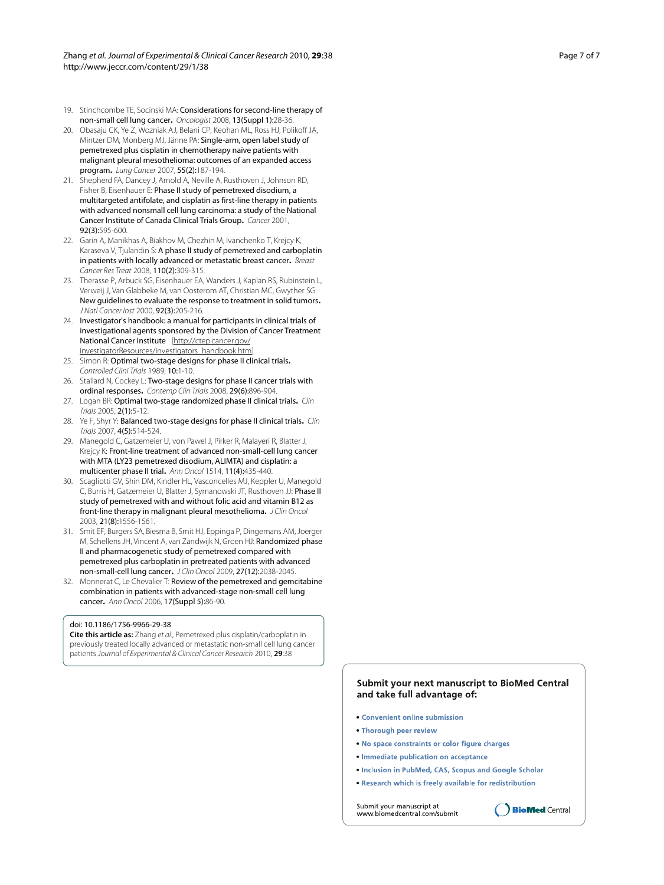19. Stinchcombe TE, Socinski MA: **Considerations for second-line therapy of non-small cell lung cancer.** *Oncologist* 2008, **13(Suppl 1):**28-36.
20. Obasaju CK, Ye Z, Wozniak AJ, Belani CP, Keohan ML, Ross HJ, Polikoff JA, Mintzer DM, Monberg MJ, Jänne PA: **Single-arm, open label study of pemetrexed plus cisplatin in chemotherapy naïve patients with malignant pleural mesothelioma: outcomes of an expanded access program.** *Lung Cancer* 2007, **55(2):**187-194.
21. Shepherd FA, Dancey J, Arnold A, Neville A, Rusthoven J, Johnson RD, Fisher B, Eisenhauer E: **Phase II study of pemetrexed disodium, a multitargeted antifolate, and cisplatin as first-line therapy in patients with advanced nonsmall cell lung carcinoma: a study of the National Cancer Institute of Canada Clinical Trials Group.** *Cancer* 2001, **92(3):**595-600.
22. Garin A, Manikhas A, Biakhov M, Chezhin M, Ivanchenko T, Krejcy K, Karaseva V, Tjulandin S: **A phase II study of pemetrexed and carboplatin in patients with locally advanced or metastatic breast cancer.** *Breast Cancer Res Treat* 2008, **110(2):**309-315.
23. Therasse P, Arbuck SG, Eisenhauer EA, Wanders J, Kaplan RS, Rubinstein L, Verweij J, Van Glabbeke M, van Oosterom AT, Christian MC, Gwyther SG: **New guidelines to evaluate the response to treatment in solid tumors.** *J Natl Cancer Inst* 2000, **92(3):**205-216.
24. **Investigator's handbook: a manual for participants in clinical trials of investigational agents sponsored by the Division of Cancer Treatment National Cancer Institute** [http://ctep.cancer.gov/investigatorResources/investigators_handbook.htm]
25. Simon R: **Optimal two-stage designs for phase II clinical trials.** *Controlled Clini Trials* 1989, **10:**1-10.
26. Stallard N, Cockey L: **Two-stage designs for phase II cancer trials with ordinal responses.** *Contemp Clin Trials* 2008, **29(6):**896-904.
27. Logan BR: **Optimal two-stage randomized phase II clinical trials.** *Clin Trials* 2005, **2(1):**5-12.
28. Ye F, Shyr Y: **Balanced two-stage designs for phase II clinical trials.** *Clin Trials* 2007, **4(5):**514-524.
29. Manegold C, Gatzemeier U, von Pawel J, Pirker R, Malayeri R, Blatter J, Krejcy K: **Front-line treatment of advanced non-small-cell lung cancer with MTA (LY23 pemetrexed disodium, ALIMTA) and cisplatin: a multicenter phase II trial.** *Ann Oncol* 1514, **11(4):**435-440.
30. Scagliotti GV, Shin DM, Kindler HL, Vasconcelles MJ, Keppler U, Manegold C, Burris H, Gatzemeier U, Blatter J, Symanowski JT, Rusthoven JJ: **Phase II study of pemetrexed with and without folic acid and vitamin B12 as front-line therapy in malignant pleural mesothelioma.** *J Clin Oncol* 2003, **21(8):**1556-1561.
31. Smit EF, Burgers SA, Biesma B, Smit HJ, Eppinga P, Dingemans AM, Joerger M, Schellens JH, Vincent A, van Zandwijk N, Groen HJ: **Randomized phase II and pharmacogenetic study of pemetrexed compared with pemetrexed plus carboplatin in pretreated patients with advanced non-small-cell lung cancer.** *J Clin Oncol* 2009, **27(12):**2038-2045.
32. Monnerat C, Le Chevalier T: **Review of the pemetrexed and gemcitabine combination in patients with advanced-stage non-small cell lung cancer.** *Ann Oncol* 2006, **17(Suppl 5):**86-90.

doi: 10.1186/1756-9966-29-38

**Cite this article as:** Zhang *et al.*, Pemetrexed plus cisplatin/carboplatin in previously treated locally advanced or metastatic non-small cell lung cancer patients *Journal of Experimental & Clinical Cancer Research* 2010, **29**:38

**Submit your next manuscript to BioMed Central and take full advantage of:**

- Convenient online submission
- Thorough peer review
- No space constraints or color figure charges
- Immediate publication on acceptance
- Inclusion in PubMed, CAS, Scopus and Google Scholar
- Research which is freely available for redistribution

Submit your manuscript at www.biomedcentral.com/submit

BioMed Central